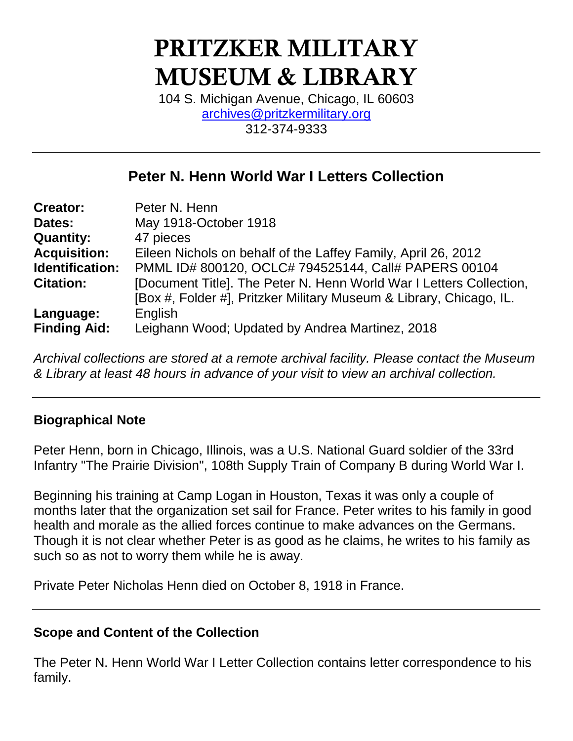# PRITZKER MILITARY MUSEUM & LIBRARY

104 S. Michigan Avenue, Chicago, IL 60603
archives@pritzkermilitary.org
312-374-9333

## Peter N. Henn World War I Letters Collection

| | |
|---|---|
| **Creator:** | Peter N. Henn |
| **Dates:** | May 1918-October 1918 |
| **Quantity:** | 47 pieces |
| **Acquisition:** | Eileen Nichols on behalf of the Laffey Family, April 26, 2012 |
| **Identification:** | PMML ID# 800120, OCLC# 794525144, Call# PAPERS 00104 |
| **Citation:** | [Document Title]. The Peter N. Henn World War I Letters Collection, [Box #, Folder #], Pritzker Military Museum & Library, Chicago, IL. |
| **Language:** | English |
| **Finding Aid:** | Leighann Wood; Updated by Andrea Martinez, 2018 |

*Archival collections are stored at a remote archival facility. Please contact the Museum & Library at least 48 hours in advance of your visit to view an archival collection.*

### Biographical Note

Peter Henn, born in Chicago, Illinois, was a U.S. National Guard soldier of the 33rd Infantry "The Prairie Division", 108th Supply Train of Company B during World War I.

Beginning his training at Camp Logan in Houston, Texas it was only a couple of months later that the organization set sail for France. Peter writes to his family in good health and morale as the allied forces continue to make advances on the Germans. Though it is not clear whether Peter is as good as he claims, he writes to his family as such so as not to worry them while he is away.

Private Peter Nicholas Henn died on October 8, 1918 in France.

### Scope and Content of the Collection

The Peter N. Henn World War I Letter Collection contains letter correspondence to his family.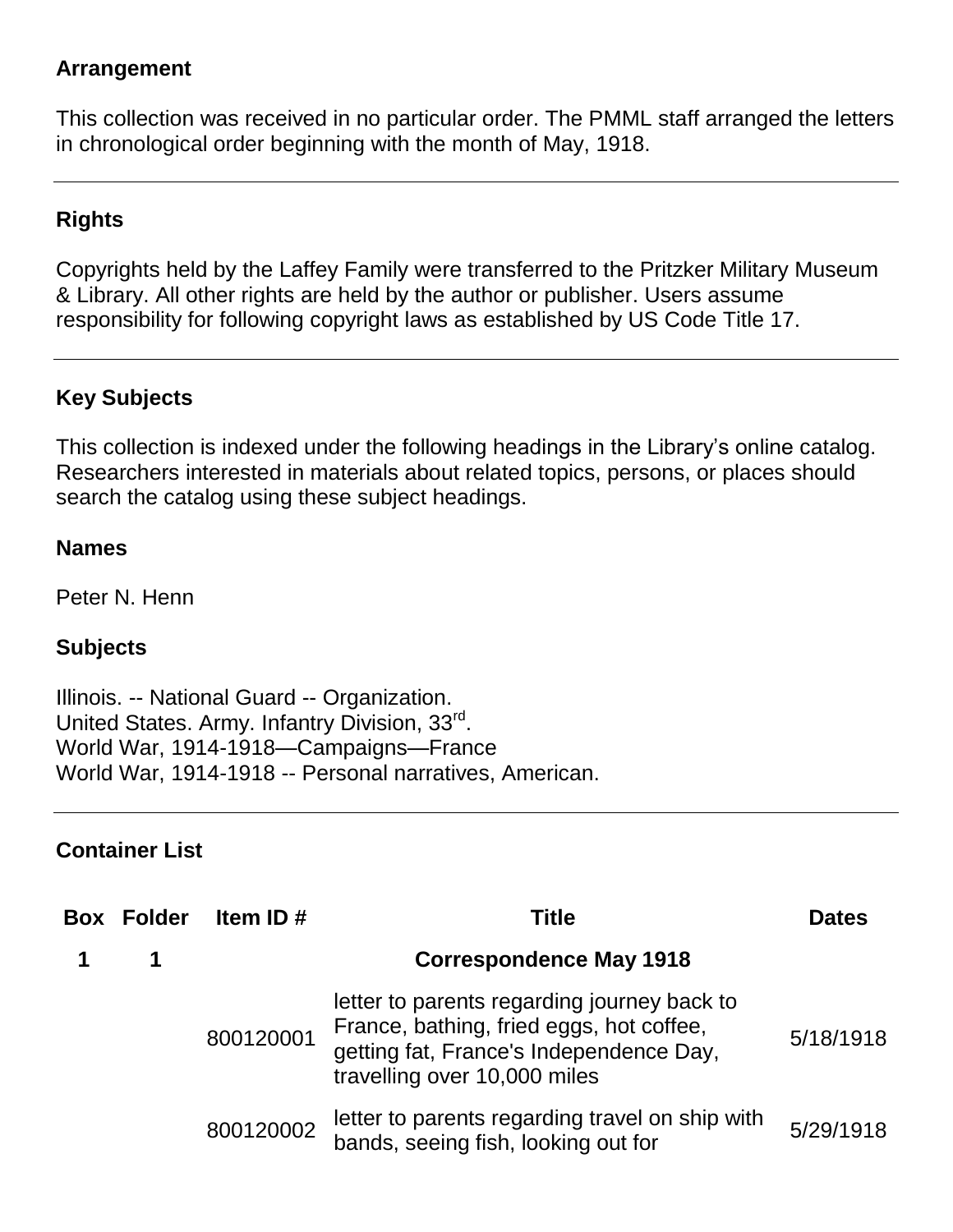## Arrangement

This collection was received in no particular order. The PMML staff arranged the letters in chronological order beginning with the month of May, 1918.

---

## Rights

Copyrights held by the Laffey Family were transferred to the Pritzker Military Museum & Library. All other rights are held by the author or publisher. Users assume responsibility for following copyright laws as established by US Code Title 17.

---

## Key Subjects

This collection is indexed under the following headings in the Library's online catalog. Researchers interested in materials about related topics, persons, or places should search the catalog using these subject headings.

### Names

Peter N. Henn

### Subjects

Illinois. -- National Guard -- Organization.
United States. Army. Infantry Division, 33rd.
World War, 1914-1918—Campaigns—France
World War, 1914-1918 -- Personal narratives, American.

---

## Container List

| Box | Folder | Item ID # | Title | Dates |
|---|---|---|---|---|
| **1** | **1** | | **Correspondence May 1918** | |
| | | 800120001 | letter to parents regarding journey back to France, bathing, fried eggs, hot coffee, getting fat, France's Independence Day, travelling over 10,000 miles | 5/18/1918 |
| | | 800120002 | letter to parents regarding travel on ship with bands, seeing fish, looking out for | 5/29/1918 |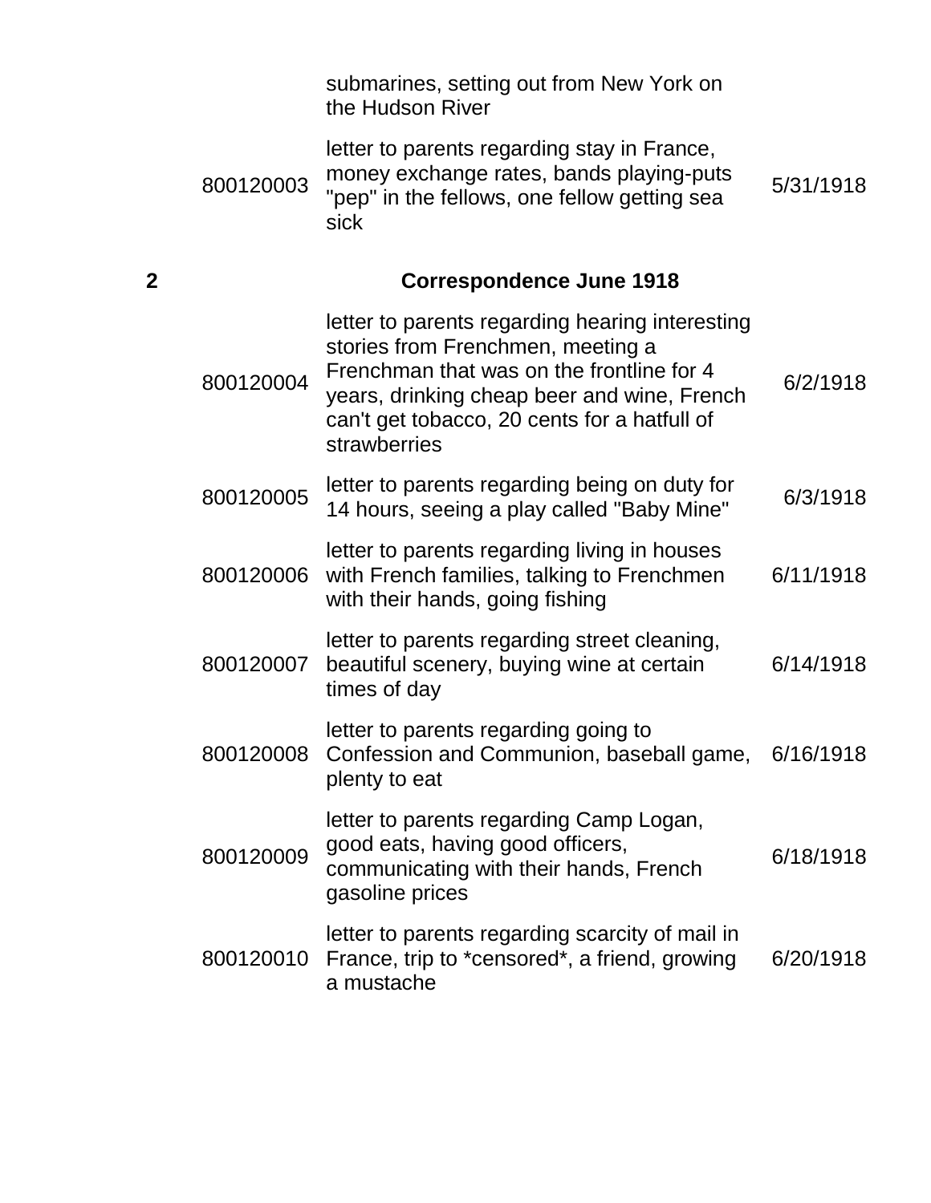| Box | ID | Description | Date |
|---|---|---|---|
| | | submarines, setting out from New York on the Hudson River | |
| | 800120003 | letter to parents regarding stay in France, money exchange rates, bands playing-puts "pep" in the fellows, one fellow getting sea sick | 5/31/1918 |
| **2** | | **Correspondence June 1918** | |
| | 800120004 | letter to parents regarding hearing interesting stories from Frenchmen, meeting a Frenchman that was on the frontline for 4 years, drinking cheap beer and wine, French can't get tobacco, 20 cents for a hatfull of strawberries | 6/2/1918 |
| | 800120005 | letter to parents regarding being on duty for 14 hours, seeing a play called "Baby Mine" | 6/3/1918 |
| | 800120006 | letter to parents regarding living in houses with French families, talking to Frenchmen with their hands, going fishing | 6/11/1918 |
| | 800120007 | letter to parents regarding street cleaning, beautiful scenery, buying wine at certain times of day | 6/14/1918 |
| | 800120008 | letter to parents regarding going to Confession and Communion, baseball game, plenty to eat | 6/16/1918 |
| | 800120009 | letter to parents regarding Camp Logan, good eats, having good officers, communicating with their hands, French gasoline prices | 6/18/1918 |
| | 800120010 | letter to parents regarding scarcity of mail in France, trip to *censored*, a friend, growing a mustache | 6/20/1918 |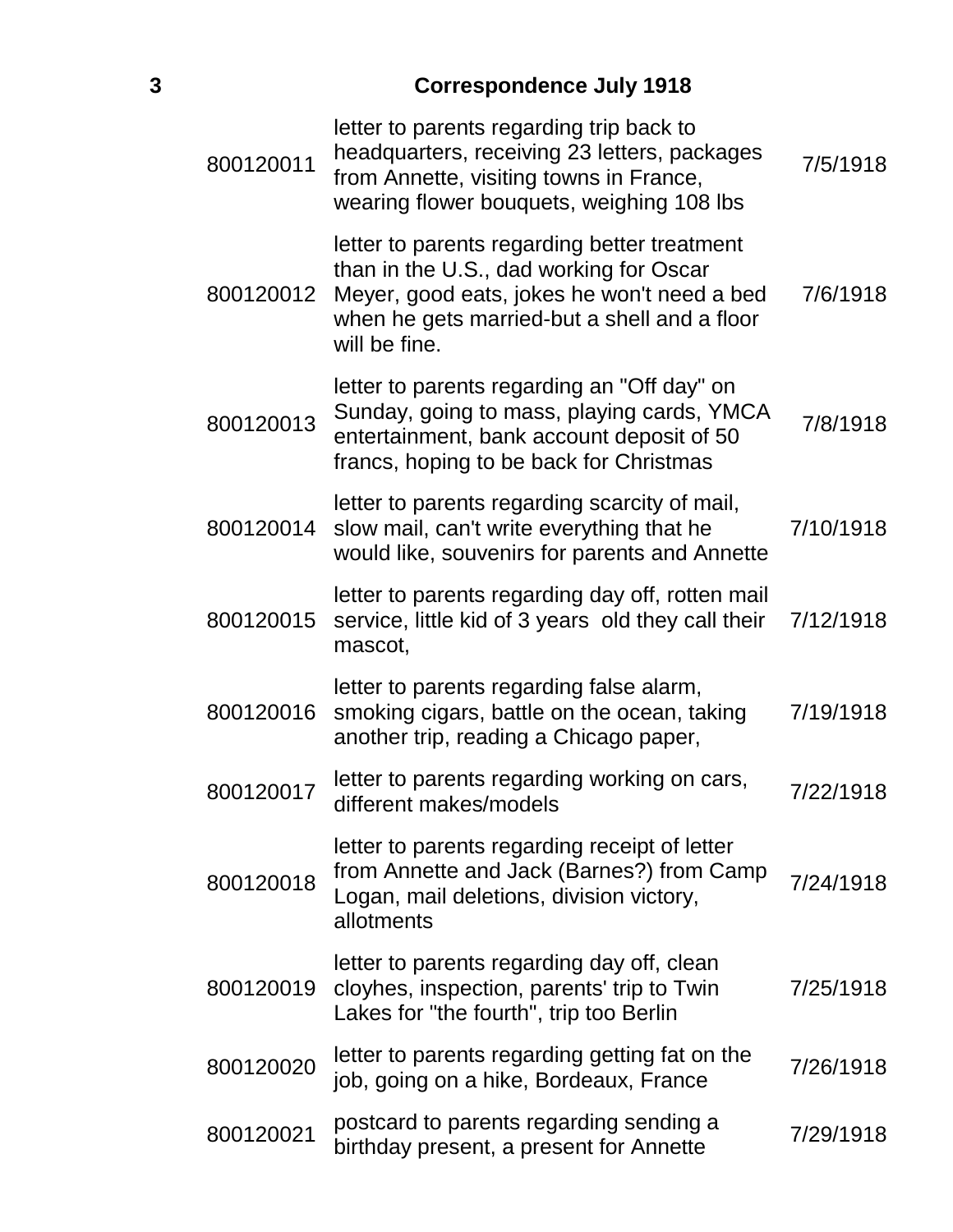## 3 Correspondence July 1918

| | | |
|---|---|---|
| 800120011 | letter to parents regarding trip back to headquarters, receiving 23 letters, packages from Annette, visiting towns in France, wearing flower bouquets, weighing 108 lbs | 7/5/1918 |
| 800120012 | letter to parents regarding better treatment than in the U.S., dad working for Oscar Meyer, good eats, jokes he won't need a bed when he gets married-but a shell and a floor will be fine. | 7/6/1918 |
| 800120013 | letter to parents regarding an "Off day" on Sunday, going to mass, playing cards, YMCA entertainment, bank account deposit of 50 francs, hoping to be back for Christmas | 7/8/1918 |
| 800120014 | letter to parents regarding scarcity of mail, slow mail, can't write everything that he would like, souvenirs for parents and Annette | 7/10/1918 |
| 800120015 | letter to parents regarding day off, rotten mail service, little kid of 3 years old they call their mascot, | 7/12/1918 |
| 800120016 | letter to parents regarding false alarm, smoking cigars, battle on the ocean, taking another trip, reading a Chicago paper, | 7/19/1918 |
| 800120017 | letter to parents regarding working on cars, different makes/models | 7/22/1918 |
| 800120018 | letter to parents regarding receipt of letter from Annette and Jack (Barnes?) from Camp Logan, mail deletions, division victory, allotments | 7/24/1918 |
| 800120019 | letter to parents regarding day off, clean cloyhes, inspection, parents' trip to Twin Lakes for "the fourth", trip too Berlin | 7/25/1918 |
| 800120020 | letter to parents regarding getting fat on the job, going on a hike, Bordeaux, France | 7/26/1918 |
| 800120021 | postcard to parents regarding sending a birthday present, a present for Annette | 7/29/1918 |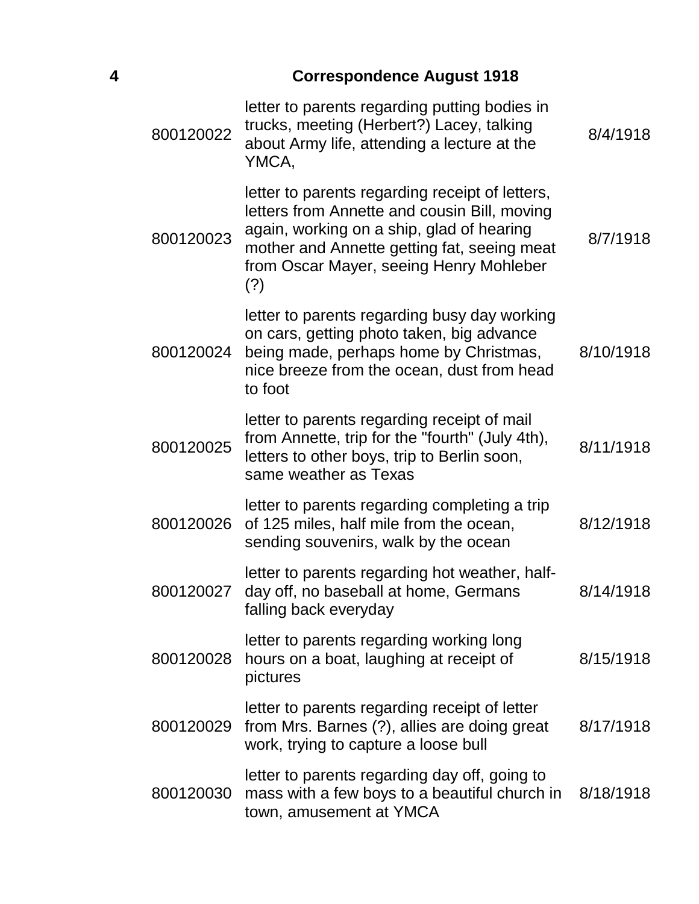## 4 Correspondence August 1918

| | | |
|---|---|---|
| 800120022 | letter to parents regarding putting bodies in trucks, meeting (Herbert?) Lacey, talking about Army life, attending a lecture at the YMCA, | 8/4/1918 |
| 800120023 | letter to parents regarding receipt of letters, letters from Annette and cousin Bill, moving again, working on a ship, glad of hearing mother and Annette getting fat, seeing meat from Oscar Mayer, seeing Henry Mohleber (?) | 8/7/1918 |
| 800120024 | letter to parents regarding busy day working on cars, getting photo taken, big advance being made, perhaps home by Christmas, nice breeze from the ocean, dust from head to foot | 8/10/1918 |
| 800120025 | letter to parents regarding receipt of mail from Annette, trip for the "fourth" (July 4th), letters to other boys, trip to Berlin soon, same weather as Texas | 8/11/1918 |
| 800120026 | letter to parents regarding completing a trip of 125 miles, half mile from the ocean, sending souvenirs, walk by the ocean | 8/12/1918 |
| 800120027 | letter to parents regarding hot weather, half-day off, no baseball at home, Germans falling back everyday | 8/14/1918 |
| 800120028 | letter to parents regarding working long hours on a boat, laughing at receipt of pictures | 8/15/1918 |
| 800120029 | letter to parents regarding receipt of letter from Mrs. Barnes (?), allies are doing great work, trying to capture a loose bull | 8/17/1918 |
| 800120030 | letter to parents regarding day off, going to mass with a few boys to a beautiful church in town, amusement at YMCA | 8/18/1918 |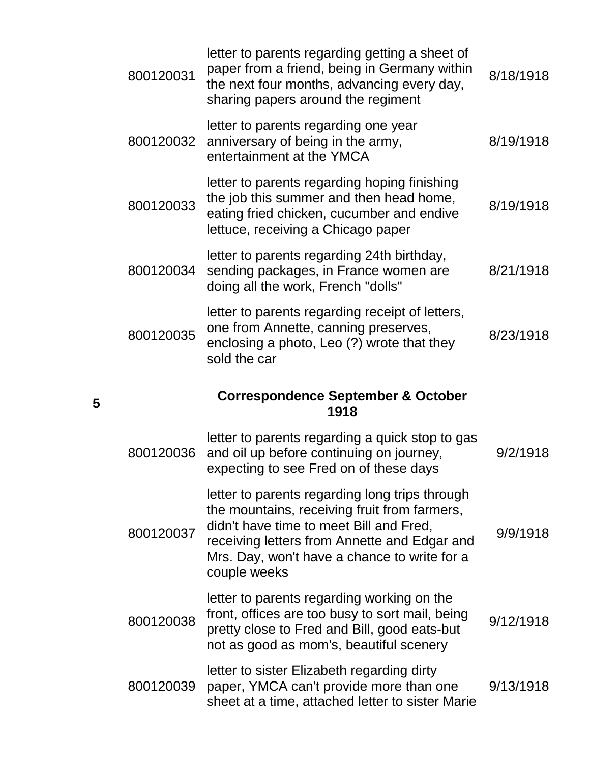| | | | |
|---|---|---|---|
| | 800120031 | letter to parents regarding getting a sheet of paper from a friend, being in Germany within the next four months, advancing every day, sharing papers around the regiment | 8/18/1918 |
| | 800120032 | letter to parents regarding one year anniversary of being in the army, entertainment at the YMCA | 8/19/1918 |
| | 800120033 | letter to parents regarding hoping finishing the job this summer and then head home, eating fried chicken, cucumber and endive lettuce, receiving a Chicago paper | 8/19/1918 |
| | 800120034 | letter to parents regarding 24th birthday, sending packages, in France women are doing all the work, French "dolls" | 8/21/1918 |
| | 800120035 | letter to parents regarding receipt of letters, one from Annette, canning preserves, enclosing a photo, Leo (?) wrote that they sold the car | 8/23/1918 |
| **5** | | **Correspondence September & October 1918** | |
| | 800120036 | letter to parents regarding a quick stop to gas and oil up before continuing on journey, expecting to see Fred on of these days | 9/2/1918 |
| | 800120037 | letter to parents regarding long trips through the mountains, receiving fruit from farmers, didn't have time to meet Bill and Fred, receiving letters from Annette and Edgar and Mrs. Day, won't have a chance to write for a couple weeks | 9/9/1918 |
| | 800120038 | letter to parents regarding working on the front, offices are too busy to sort mail, being pretty close to Fred and Bill, good eats-but not as good as mom's, beautiful scenery | 9/12/1918 |
| | 800120039 | letter to sister Elizabeth regarding dirty paper, YMCA can't provide more than one sheet at a time, attached letter to sister Marie | 9/13/1918 |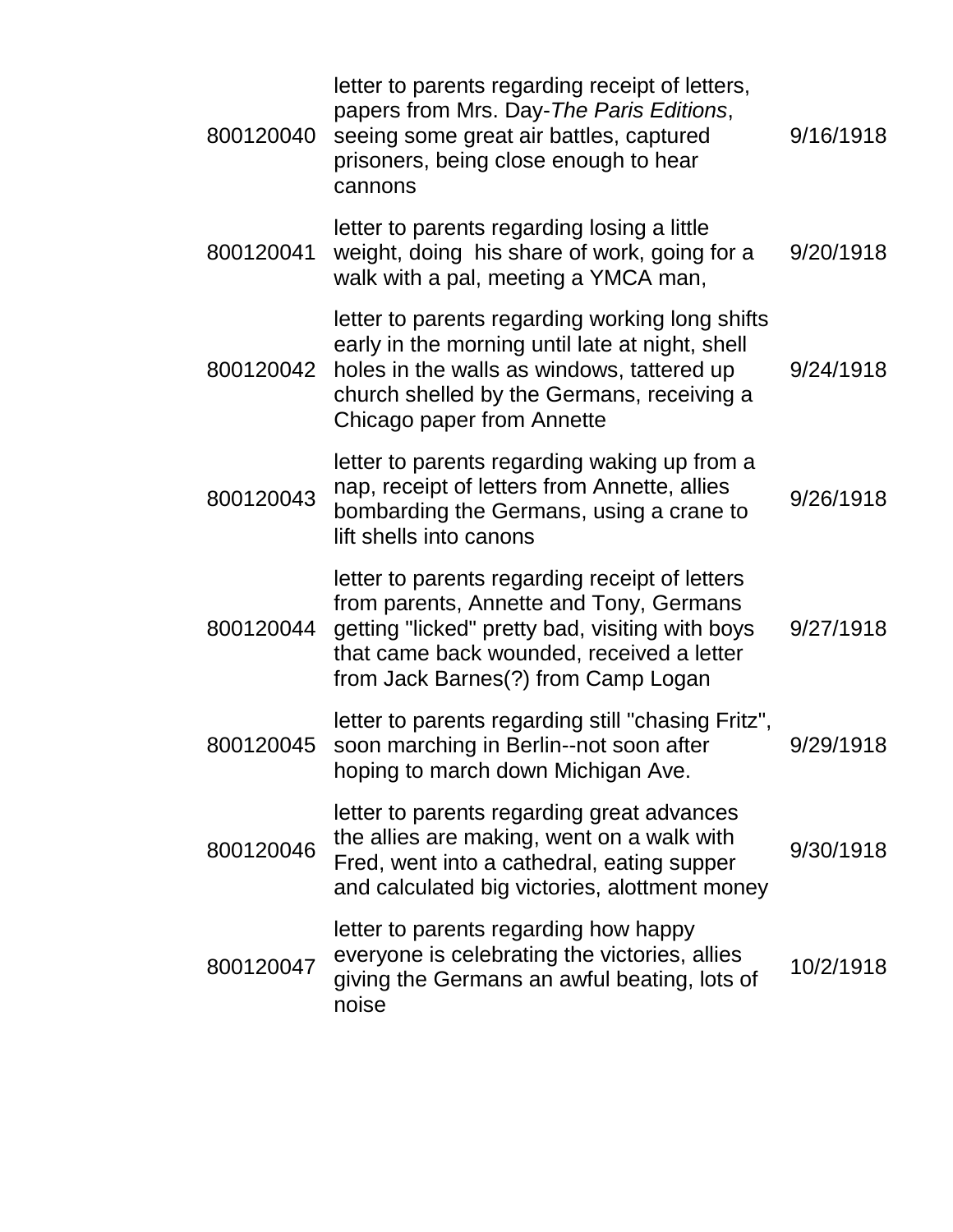| | | |
|---|---|---|
| 800120040 | letter to parents regarding receipt of letters, papers from Mrs. Day-*The Paris Editions*, seeing some great air battles, captured prisoners, being close enough to hear cannons | 9/16/1918 |
| 800120041 | letter to parents regarding losing a little weight, doing his share of work, going for a walk with a pal, meeting a YMCA man, | 9/20/1918 |
| 800120042 | letter to parents regarding working long shifts early in the morning until late at night, shell holes in the walls as windows, tattered up church shelled by the Germans, receiving a Chicago paper from Annette | 9/24/1918 |
| 800120043 | letter to parents regarding waking up from a nap, receipt of letters from Annette, allies bombarding the Germans, using a crane to lift shells into canons | 9/26/1918 |
| 800120044 | letter to parents regarding receipt of letters from parents, Annette and Tony, Germans getting "licked" pretty bad, visiting with boys that came back wounded, received a letter from Jack Barnes(?) from Camp Logan | 9/27/1918 |
| 800120045 | letter to parents regarding still "chasing Fritz", soon marching in Berlin--not soon after hoping to march down Michigan Ave. | 9/29/1918 |
| 800120046 | letter to parents regarding great advances the allies are making, went on a walk with Fred, went into a cathedral, eating supper and calculated big victories, alottment money | 9/30/1918 |
| 800120047 | letter to parents regarding how happy everyone is celebrating the victories, allies giving the Germans an awful beating, lots of noise | 10/2/1918 |